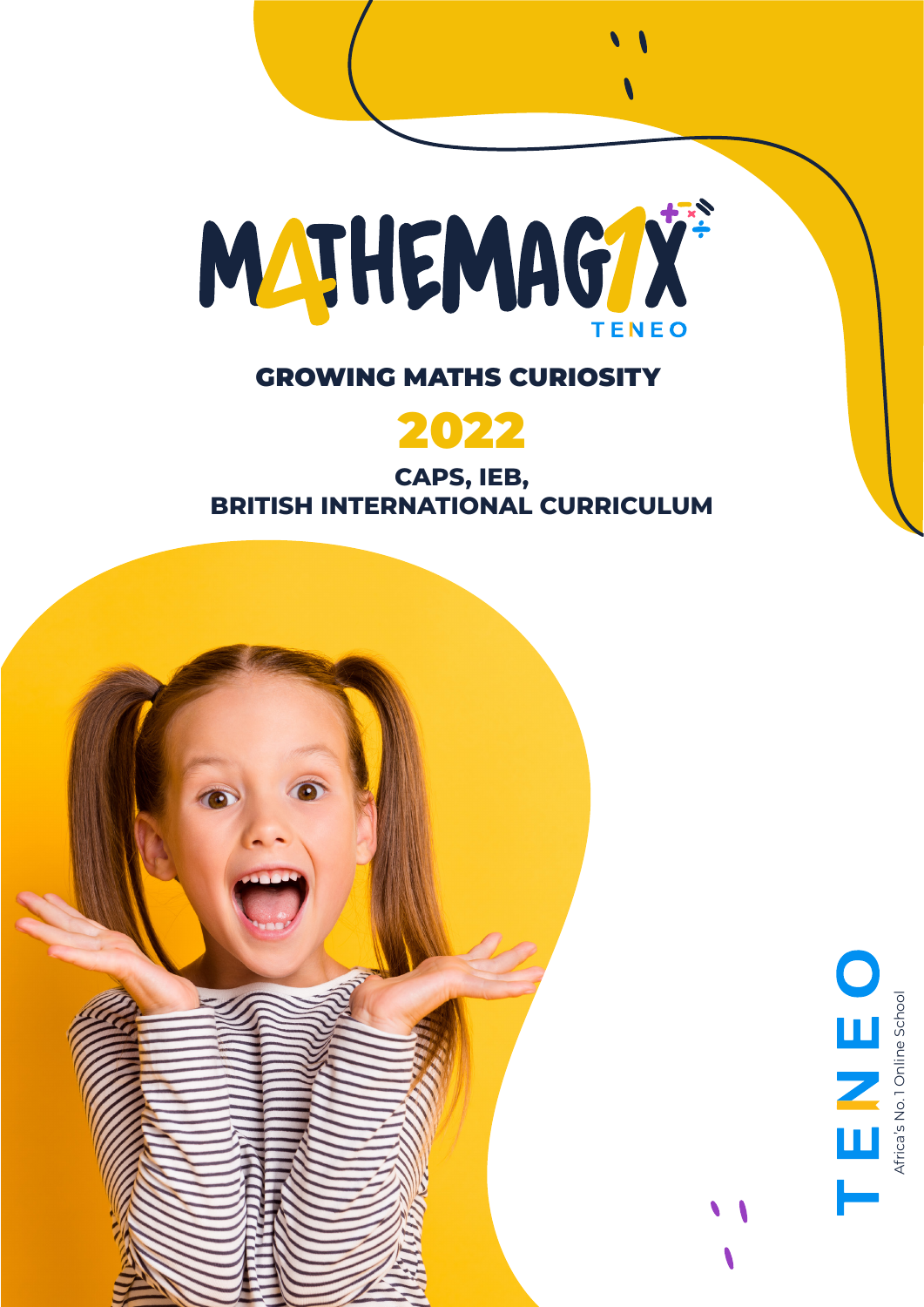# MATHEMAGIX

TENEO

## GROWING MATHS CURIOSITY

## 2022

**CAPS, IEB, BRITISH INTERNATIONAL CURRICULUM**

TENEO

Africa's No.1 Online School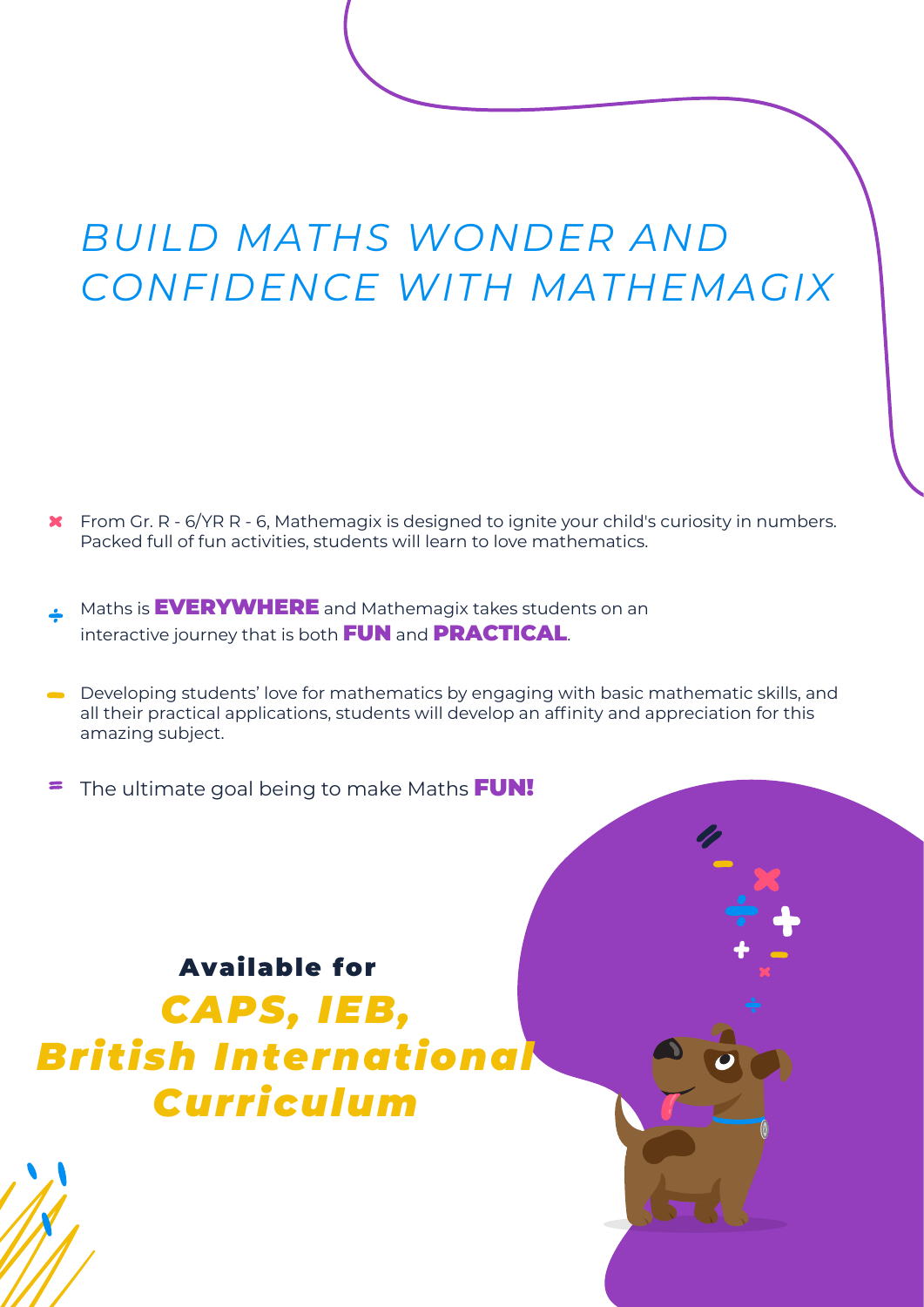# *BUILD MATHS WONDER AND CONFIDENCE WITH MATHEMAGIX*

- From Gr. R - 6/YR R - 6, Mathemagix is designed to ignite your child's curiosity in numbers. Packed full of fun activities, students will learn to love mathematics.
- Maths is **EVERYWHERE** and Mathemagix takes students on an interactive journey that is both **FUN** and **PRACTICAL**.
- Developing students' love for mathematics by engaging with basic mathematic skills, and all their practical applications, students will develop an affinity and appreciation for this amazing subject.
- The ultimate goal being to make Maths **FUN!**

**Available for**

***CAPS, IEB, British International Curriculum***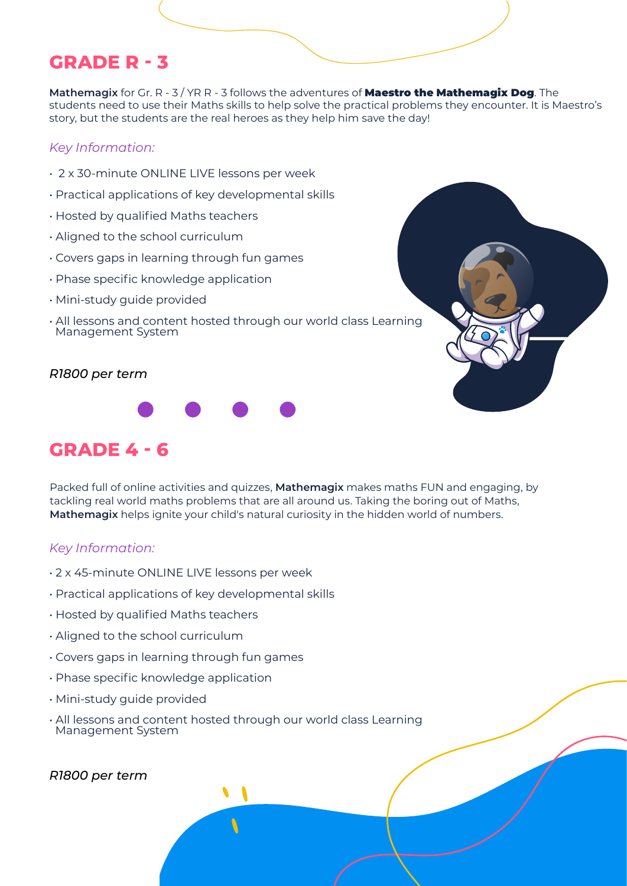# GRADE R - 3

**Mathemagix** for Gr. R - 3 / YR R - 3 follows the adventures of **Maestro the Mathemagix Dog**. The students need to use their Maths skills to help solve the practical problems they encounter. It is Maestro's story, but the students are the real heroes as they help him save the day!

*Key Information:*

- 2 x 30-minute ONLINE LIVE lessons per week
- Practical applications of key developmental skills
- Hosted by qualified Maths teachers
- Aligned to the school curriculum
- Covers gaps in learning through fun games
- Phase specific knowledge application
- Mini-study guide provided
- All lessons and content hosted through our world class Learning Management System

*R1800 per term*

# GRADE 4 - 6

Packed full of online activities and quizzes, **Mathemagix** makes maths FUN and engaging, by tackling real world maths problems that are all around us. Taking the boring out of Maths, **Mathemagix** helps ignite your child's natural curiosity in the hidden world of numbers.

*Key Information:*

- 2 x 45-minute ONLINE LIVE lessons per week
- Practical applications of key developmental skills
- Hosted by qualified Maths teachers
- Aligned to the school curriculum
- Covers gaps in learning through fun games
- Phase specific knowledge application
- Mini-study guide provided
- All lessons and content hosted through our world class Learning Management System

*R1800 per term*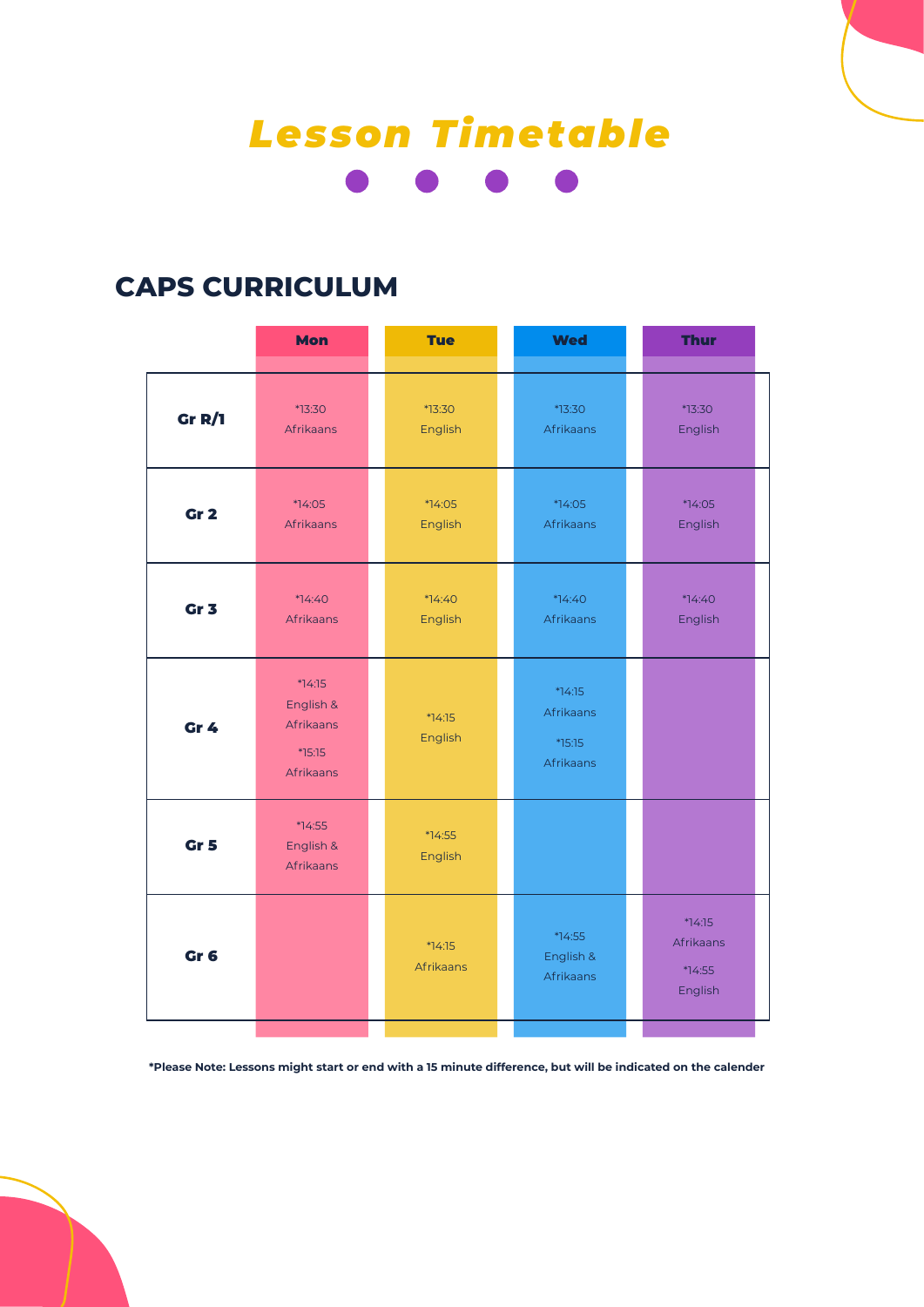# *Lesson Timetable*

## CAPS CURRICULUM

| | Mon | Tue | Wed | Thur |
|---|---|---|---|---|
| **Gr R/1** | *13:30 Afrikaans | *13:30 English | *13:30 Afrikaans | *13:30 English |
| **Gr 2** | *14:05 Afrikaans | *14:05 English | *14:05 Afrikaans | *14:05 English |
| **Gr 3** | *14:40 Afrikaans | *14:40 English | *14:40 Afrikaans | *14:40 English |
| **Gr 4** | *14:15 English & Afrikaans *15:15 Afrikaans | *14:15 English | *14:15 Afrikaans *15:15 Afrikaans | |
| **Gr 5** | *14:55 English & Afrikaans | *14:55 English | | |
| **Gr 6** | | *14:15 Afrikaans | *14:55 English & Afrikaans | *14:15 Afrikaans *14:55 English |

**\*Please Note: Lessons might start or end with a 15 minute difference, but will be indicated on the calender**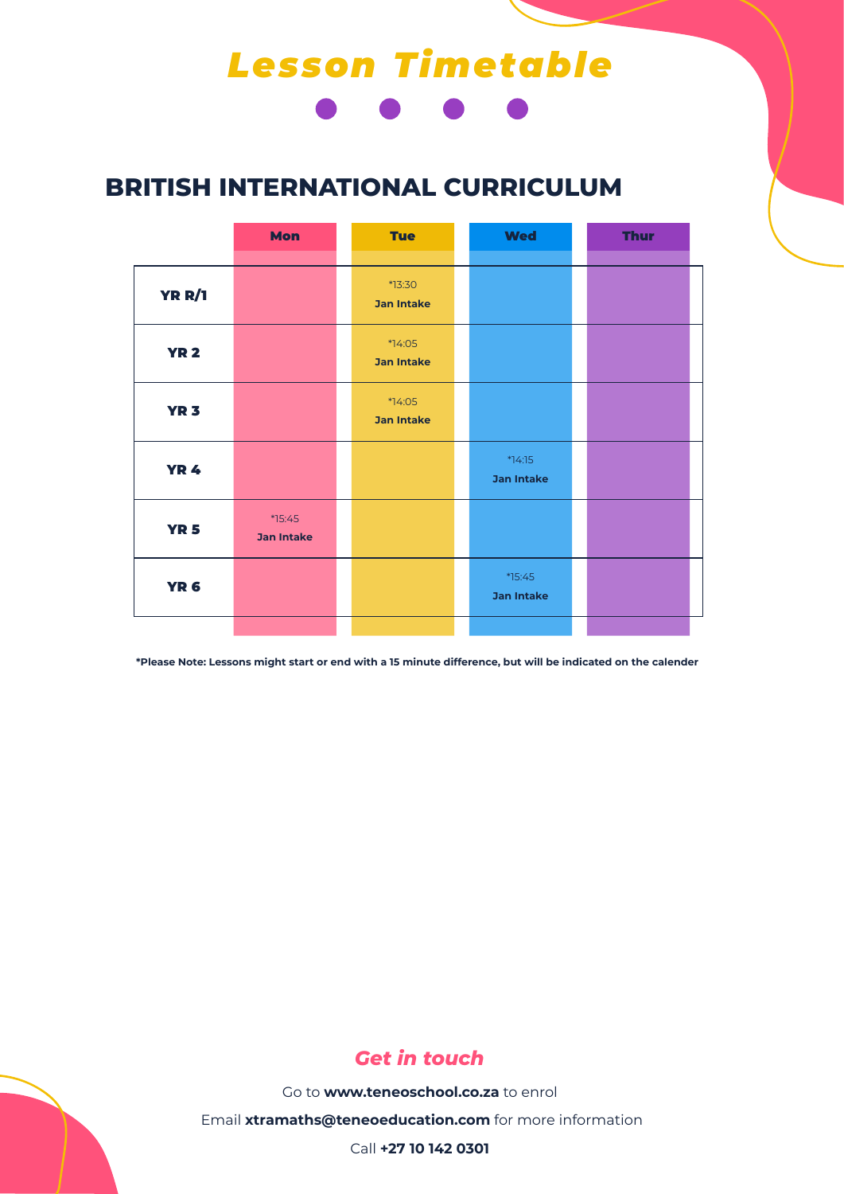# Lesson Timetable

## BRITISH INTERNATIONAL CURRICULUM

| | Mon | Tue | Wed | Thur |
|---|---|---|---|---|
| YR R/1 | | *13:30 Jan Intake | | |
| YR 2 | | *14:05 Jan Intake | | |
| YR 3 | | *14:05 Jan Intake | | |
| YR 4 | | | *14:15 Jan Intake | |
| YR 5 | *15:45 Jan Intake | | | |
| YR 6 | | | *15:45 Jan Intake | |

**\*Please Note: Lessons might start or end with a 15 minute difference, but will be indicated on the calender**

***Get in touch***

Go to **www.teneoschool.co.za** to enrol

Email **xtramaths@teneoeducation.com** for more information

Call **+27 10 142 0301**